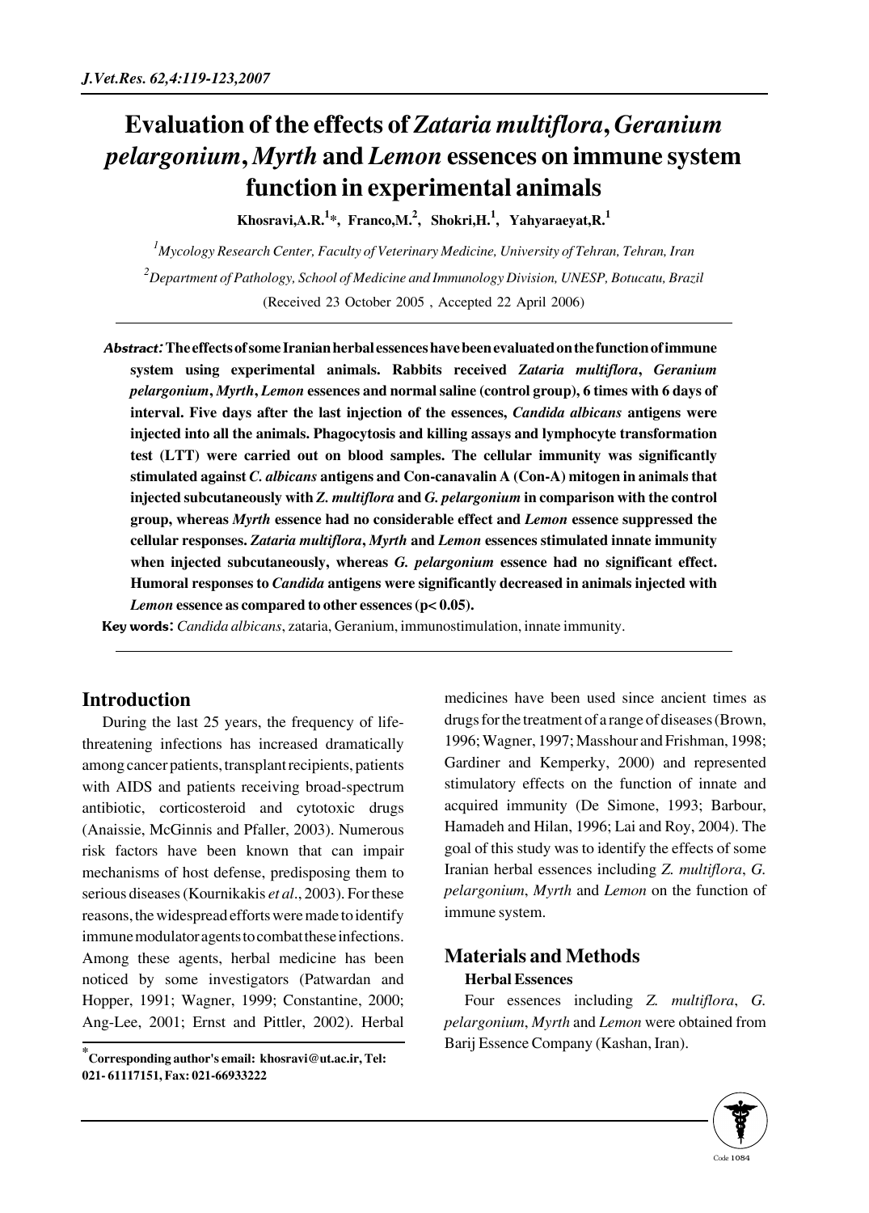# Evaluation of the effects of *Zataria multiflora*, *Geranium pelargonium*, *Myrth* and *Lemon* essences on immune system function in experimental animals

**Khosravi,A.R.[1]\*, Franco,M.[2], Shokri,H.[1], Yahyaraeyat,R.[1]**

[1]*Mycology Research Center, Faculty of Veterinary Medicine, University of Tehran, Tehran, Iran*

[2]*Department of Pathology, School of Medicine and Immunology Division, UNESP, Botucatu, Brazil*

(Received 23 October 2005 , Accepted 22 April 2006)

***Abstract:*** **The effects of some Iranian herbal essences have been evaluated on the function of immune system using experimental animals. Rabbits received *Zataria multiflora*, *Geranium pelargonium*, *Myrth*, *Lemon* essences and normal saline (control group), 6 times with 6 days of interval. Five days after the last injection of the essences, *Candida albicans* antigens were injected into all the animals. Phagocytosis and killing assays and lymphocyte transformation test (LTT) were carried out on blood samples. The cellular immunity was significantly stimulated against *C. albicans* antigens and Con-canavalin A (Con-A) mitogen in animals that injected subcutaneously with *Z. multiflora* and *G. pelargonium* in comparison with the control group, whereas *Myrth* essence had no considerable effect and *Lemon* essence suppressed the cellular responses. *Zataria multiflora*, *Myrth* and *Lemon* essences stimulated innate immunity when injected subcutaneously, whereas *G. pelargonium* essence had no significant effect. Humoral responses to *Candida* antigens were significantly decreased in animals injected with *Lemon* essence as compared to other essences ($p < 0.05$).**

**Key words**: *Candida albicans*, zataria, Geranium, immunostimulation, innate immunity.

## Introduction

During the last 25 years, the frequency of life-threatening infections has increased dramatically among cancer patients, transplant recipients, patients with AIDS and patients receiving broad-spectrum antibiotic, corticosteroid and cytotoxic drugs (Anaissie, McGinnis and Pfaller, 2003). Numerous risk factors have been known that can impair mechanisms of host defense, predisposing them to serious diseases (Kournikakis *et al*., 2003). For these reasons, the widespread efforts were made to identify immune modulator agents to combat these infections. Among these agents, herbal medicine has been noticed by some investigators (Patwardan and Hopper, 1991; Wagner, 1999; Constantine, 2000; Ang-Lee, 2001; Ernst and Pittler, 2002). Herbal medicines have been used since ancient times as drugs for the treatment of a range of diseases (Brown, 1996; Wagner, 1997; Masshour and Frishman, 1998; Gardiner and Kemperky, 2000) and represented stimulatory effects on the function of innate and acquired immunity (De Simone, 1993; Barbour, Hamadeh and Hilan, 1996; Lai and Roy, 2004). The goal of this study was to identify the effects of some Iranian herbal essences including *Z. multiflora*, *G. pelargonium*, *Myrth* and *Lemon* on the function of immune system.

## Materials and Methods

### Herbal Essences

Four essences including *Z. multiflora*, *G. pelargonium*, *Myrth* and *Lemon* were obtained from Barij Essence Company (Kashan, Iran).

\***Corresponding author's email: khosravi@ut.ac.ir, Tel: 021- 61117151, Fax: 021-66933222**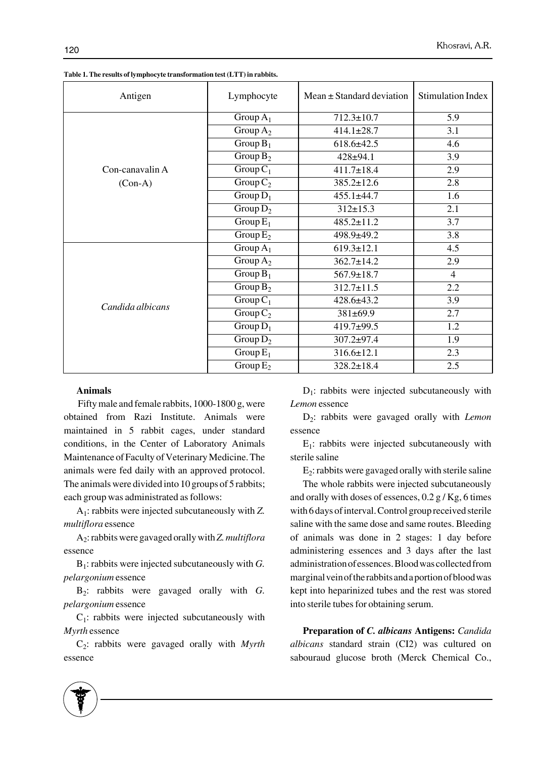**Table 1. The results of lymphocyte transformation test (LTT) in rabbits.**

| Antigen | Lymphocyte | Mean ± Standard deviation | Stimulation Index |
|---|---|---|---|
| Con-canavalin A (Con-A) | Group $A_1$ | 712.3±10.7 | 5.9 |
| | Group $A_2$ | 414.1±28.7 | 3.1 |
| | Group $B_1$ | 618.6±42.5 | 4.6 |
| | Group $B_2$ | 428±94.1 | 3.9 |
| | Group $C_1$ | 411.7±18.4 | 2.9 |
| | Group $C_2$ | 385.2±12.6 | 2.8 |
| | Group $D_1$ | 455.1±44.7 | 1.6 |
| | Group $D_2$ | 312±15.3 | 2.1 |
| | Group $E_1$ | 485.2±11.2 | 3.7 |
| | Group $E_2$ | 498.9±49.2 | 3.8 |
| *Candida albicans* | Group $A_1$ | 619.3±12.1 | 4.5 |
| | Group $A_2$ | 362.7±14.2 | 2.9 |
| | Group $B_1$ | 567.9±18.7 | 4 |
| | Group $B_2$ | 312.7±11.5 | 2.2 |
| | Group $C_1$ | 428.6±43.2 | 3.9 |
| | Group $C_2$ | 381±69.9 | 2.7 |
| | Group $D_1$ | 419.7±99.5 | 1.2 |
| | Group $D_2$ | 307.2±97.4 | 1.9 |
| | Group $E_1$ | 316.6±12.1 | 2.3 |
| | Group $E_2$ | 328.2±18.4 | 2.5 |

**Animals**

Fifty male and female rabbits, 1000-1800 g, were obtained from Razi Institute. Animals were maintained in 5 rabbit cages, under standard conditions, in the Center of Laboratory Animals Maintenance of Faculty of Veterinary Medicine. The animals were fed daily with an approved protocol. The animals were divided into 10 groups of 5 rabbits; each group was administrated as follows:

$A_1$: rabbits were injected subcutaneously with *Z. multiflora* essence

$A_2$: rabbits were gavaged orally with *Z. multiflora* essence

$B_1$: rabbits were injected subcutaneously with *G. pelargonium* essence

$B_2$: rabbits were gavaged orally with *G. pelargonium* essence

$C_1$: rabbits were injected subcutaneously with *Myrth* essence

$C_2$: rabbits were gavaged orally with *Myrth* essence

$D_1$: rabbits were injected subcutaneously with *Lemon* essence

$D_2$: rabbits were gavaged orally with *Lemon* essence

$E_1$: rabbits were injected subcutaneously with sterile saline

$E_2$: rabbits were gavaged orally with sterile saline

The whole rabbits were injected subcutaneously and orally with doses of essences, 0.2 g / Kg, 6 times with 6 days of interval. Control group received sterile saline with the same dose and same routes. Bleeding of animals was done in 2 stages: 1 day before administering essences and 3 days after the last administration of essences. Blood was collected from marginal vein of the rabbits and a portion of blood was kept into heparinized tubes and the rest was stored into sterile tubes for obtaining serum.

**Preparation of *C. albicans* Antigens:** *Candida albicans* standard strain (CI2) was cultured on sabouraud glucose broth (Merck Chemical Co.,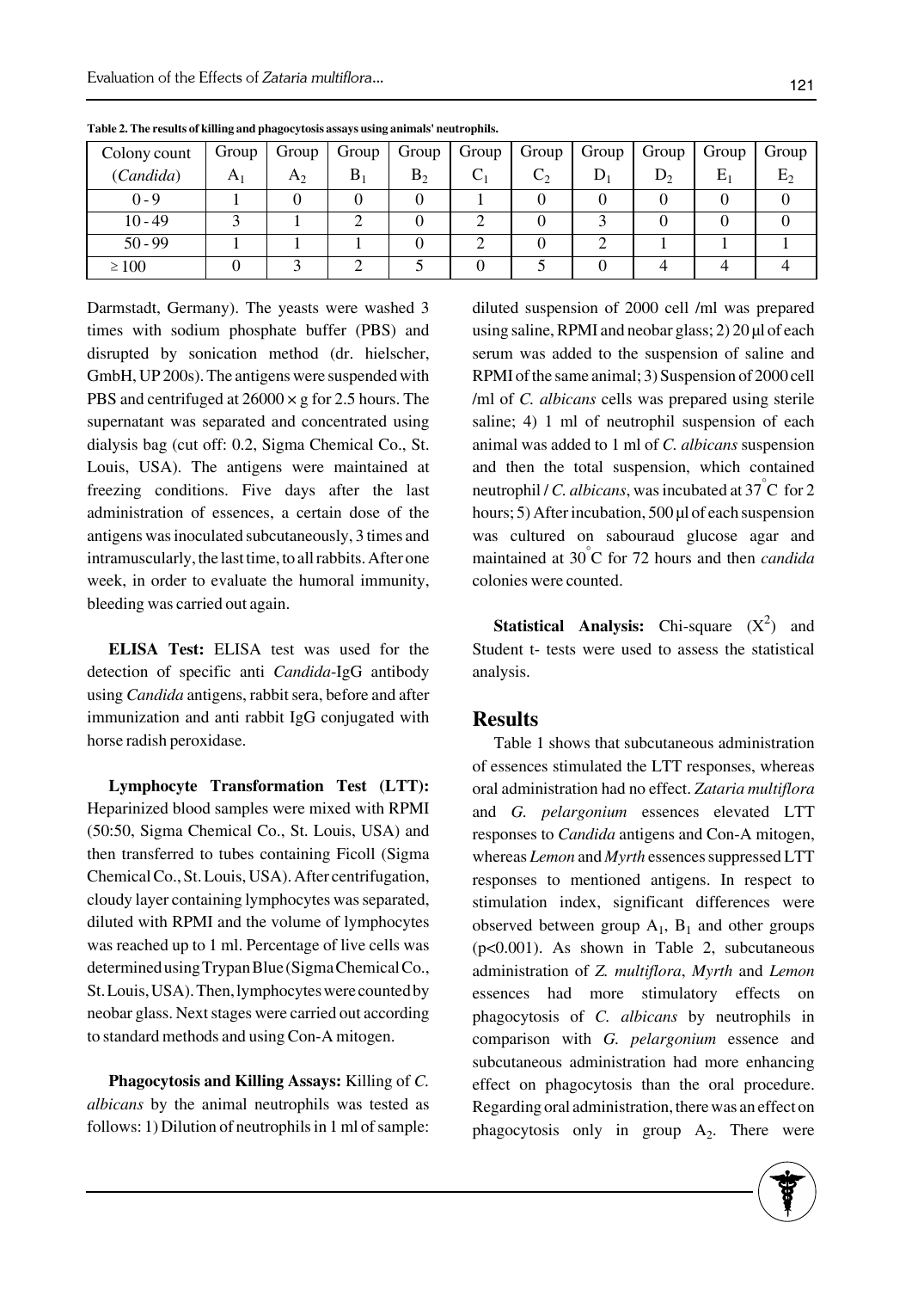**Table 2. The results of killing and phagocytosis assays using animals' neutrophils.**

| Colony count (*Candida*) | Group $A_1$ | Group $A_2$ | Group $B_1$ | Group $B_2$ | Group $C_1$ | Group $C_2$ | Group $D_1$ | Group $D_2$ | Group $E_1$ | Group $E_2$ |
|---|---|---|---|---|---|---|---|---|---|---|
| 0 - 9 | 1 | 0 | 0 | 0 | 1 | 0 | 0 | 0 | 0 | 0 |
| 10 - 49 | 3 | 1 | 2 | 0 | 2 | 0 | 3 | 0 | 0 | 0 |
| 50 - 99 | 1 | 1 | 1 | 0 | 2 | 0 | 2 | 1 | 1 | 1 |
| ≥ 100 | 0 | 3 | 2 | 5 | 0 | 5 | 0 | 4 | 4 | 4 |

Darmstadt, Germany). The yeasts were washed 3 times with sodium phosphate buffer (PBS) and disrupted by sonication method (dr. hielscher, GmbH, UP 200s). The antigens were suspended with PBS and centrifuged at 26000 × g for 2.5 hours. The supernatant was separated and concentrated using dialysis bag (cut off: 0.2, Sigma Chemical Co., St. Louis, USA). The antigens were maintained at freezing conditions. Five days after the last administration of essences, a certain dose of the antigens was inoculated subcutaneously, 3 times and intramuscularly, the last time, to all rabbits. After one week, in order to evaluate the humoral immunity, bleeding was carried out again.

**ELISA Test:** ELISA test was used for the detection of specific anti *Candida*-IgG antibody using *Candida* antigens, rabbit sera, before and after immunization and anti rabbit IgG conjugated with horse radish peroxidase.

**Lymphocyte Transformation Test (LTT):** Heparinized blood samples were mixed with RPMI (50:50, Sigma Chemical Co., St. Louis, USA) and then transferred to tubes containing Ficoll (Sigma Chemical Co., St. Louis, USA). After centrifugation, cloudy layer containing lymphocytes was separated, diluted with RPMI and the volume of lymphocytes was reached up to 1 ml. Percentage of live cells was determined using Trypan Blue (Sigma Chemical Co., St. Louis, USA). Then, lymphocytes were counted by neobar glass. Next stages were carried out according to standard methods and using Con-A mitogen.

**Phagocytosis and Killing Assays:** Killing of *C. albicans* by the animal neutrophils was tested as follows: 1) Dilution of neutrophils in 1 ml of sample: diluted suspension of 2000 cell /ml was prepared using saline, RPMI and neobar glass; 2) 20 µl of each serum was added to the suspension of saline and RPMI of the same animal; 3) Suspension of 2000 cell /ml of *C. albicans* cells was prepared using sterile saline; 4) 1 ml of neutrophil suspension of each animal was added to 1 ml of *C. albicans* suspension and then the total suspension, which contained neutrophil / *C. albicans*, was incubated at 37°C for 2 hours; 5) After incubation, 500 µl of each suspension was cultured on sabouraud glucose agar and maintained at 30°C for 72 hours and then *candida* colonies were counted.

**Statistical Analysis:** Chi-square ($X^2$) and Student t- tests were used to assess the statistical analysis.

## Results

Table 1 shows that subcutaneous administration of essences stimulated the LTT responses, whereas oral administration had no effect. *Zataria multiflora* and *G. pelargonium* essences elevated LTT responses to *Candida* antigens and Con-A mitogen, whereas *Lemon* and *Myrth* essences suppressed LTT responses to mentioned antigens. In respect to stimulation index, significant differences were observed between group $A_1$, $B_1$ and other groups ($p<0.001$). As shown in Table 2, subcutaneous administration of *Z. multiflora*, *Myrth* and *Lemon* essences had more stimulatory effects on phagocytosis of *C. albicans* by neutrophils in comparison with *G. pelargonium* essence and subcutaneous administration had more enhancing effect on phagocytosis than the oral procedure. Regarding oral administration, there was an effect on phagocytosis only in group $A_2$. There were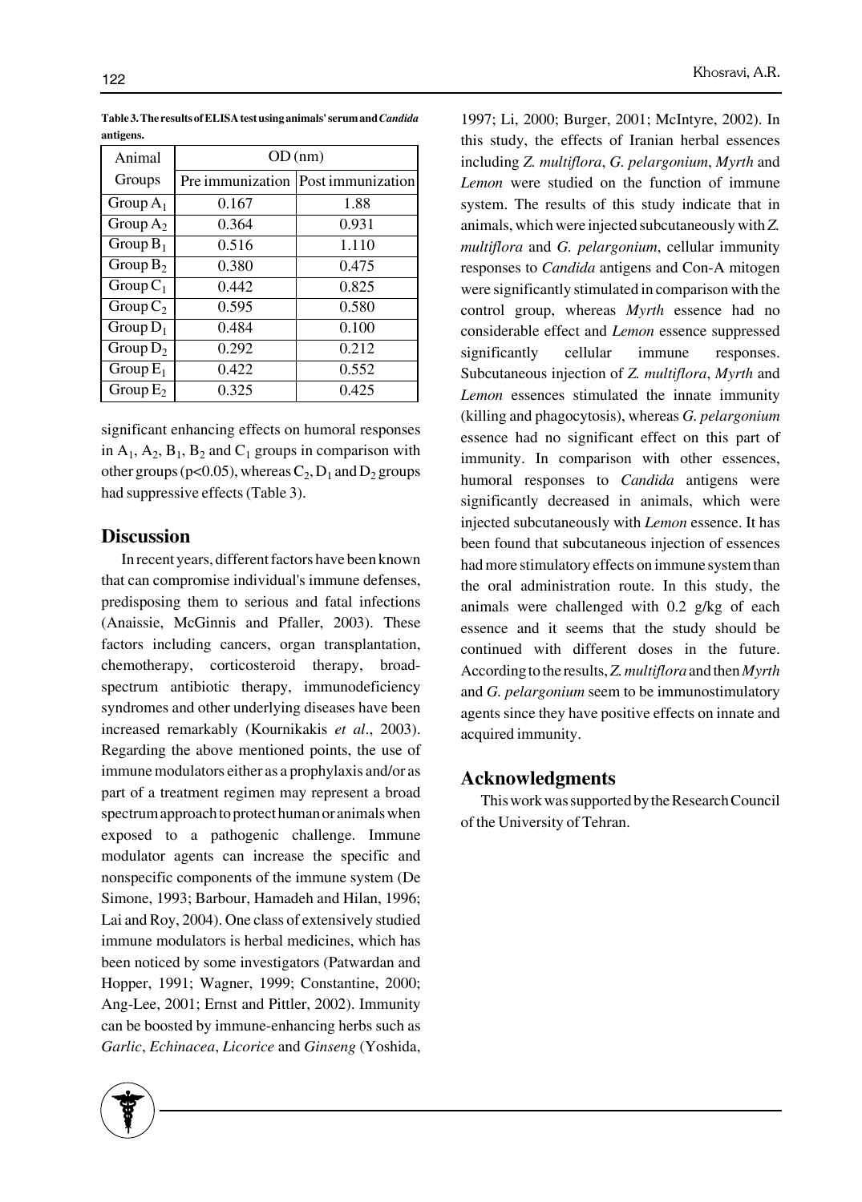**Table 3. The results of ELISA test using animals' serum and *Candida* antigens.**

| Animal Groups | OD (nm) | |
|---|---|---|
| | Pre immunization | Post immunization |
| Group $A_1$ | 0.167 | 1.88 |
| Group $A_2$ | 0.364 | 0.931 |
| Group $B_1$ | 0.516 | 1.110 |
| Group $B_2$ | 0.380 | 0.475 |
| Group $C_1$ | 0.442 | 0.825 |
| Group $C_2$ | 0.595 | 0.580 |
| Group $D_1$ | 0.484 | 0.100 |
| Group $D_2$ | 0.292 | 0.212 |
| Group $E_1$ | 0.422 | 0.552 |
| Group $E_2$ | 0.325 | 0.425 |

significant enhancing effects on humoral responses in $A_1$, $A_2$, $B_1$, $B_2$ and $C_1$ groups in comparison with other groups ($p<0.05$), whereas $C_2$, $D_1$ and $D_2$ groups had suppressive effects (Table 3).

## Discussion

In recent years, different factors have been known that can compromise individual's immune defenses, predisposing them to serious and fatal infections (Anaissie, McGinnis and Pfaller, 2003). These factors including cancers, organ transplantation, chemotherapy, corticosteroid therapy, broad-spectrum antibiotic therapy, immunodeficiency syndromes and other underlying diseases have been increased remarkably (Kournikakis *et al*., 2003). Regarding the above mentioned points, the use of immune modulators either as a prophylaxis and/or as part of a treatment regimen may represent a broad spectrum approach to protect human or animals when exposed to a pathogenic challenge. Immune modulator agents can increase the specific and nonspecific components of the immune system (De Simone, 1993; Barbour, Hamadeh and Hilan, 1996; Lai and Roy, 2004). One class of extensively studied immune modulators is herbal medicines, which has been noticed by some investigators (Patwardan and Hopper, 1991; Wagner, 1999; Constantine, 2000; Ang-Lee, 2001; Ernst and Pittler, 2002). Immunity can be boosted by immune-enhancing herbs such as *Garlic*, *Echinacea*, *Licorice* and *Ginseng* (Yoshida, 1997; Li, 2000; Burger, 2001; McIntyre, 2002). In this study, the effects of Iranian herbal essences including *Z. multiflora*, *G. pelargonium*, *Myrth* and *Lemon* were studied on the function of immune system. The results of this study indicate that in animals, which were injected subcutaneously with *Z. multiflora* and *G. pelargonium*, cellular immunity responses to *Candida* antigens and Con-A mitogen were significantly stimulated in comparison with the control group, whereas *Myrth* essence had no considerable effect and *Lemon* essence suppressed significantly cellular immune responses. Subcutaneous injection of *Z. multiflora*, *Myrth* and *Lemon* essences stimulated the innate immunity (killing and phagocytosis), whereas *G. pelargonium* essence had no significant effect on this part of immunity. In comparison with other essences, humoral responses to *Candida* antigens were significantly decreased in animals, which were injected subcutaneously with *Lemon* essence. It has been found that subcutaneous injection of essences had more stimulatory effects on immune system than the oral administration route. In this study, the animals were challenged with 0.2 g/kg of each essence and it seems that the study should be continued with different doses in the future. According to the results, *Z. multiflora* and then *Myrth* and *G. pelargonium* seem to be immunostimulatory agents since they have positive effects on innate and acquired immunity.

## Acknowledgments

This work was supported by the Research Council of the University of Tehran.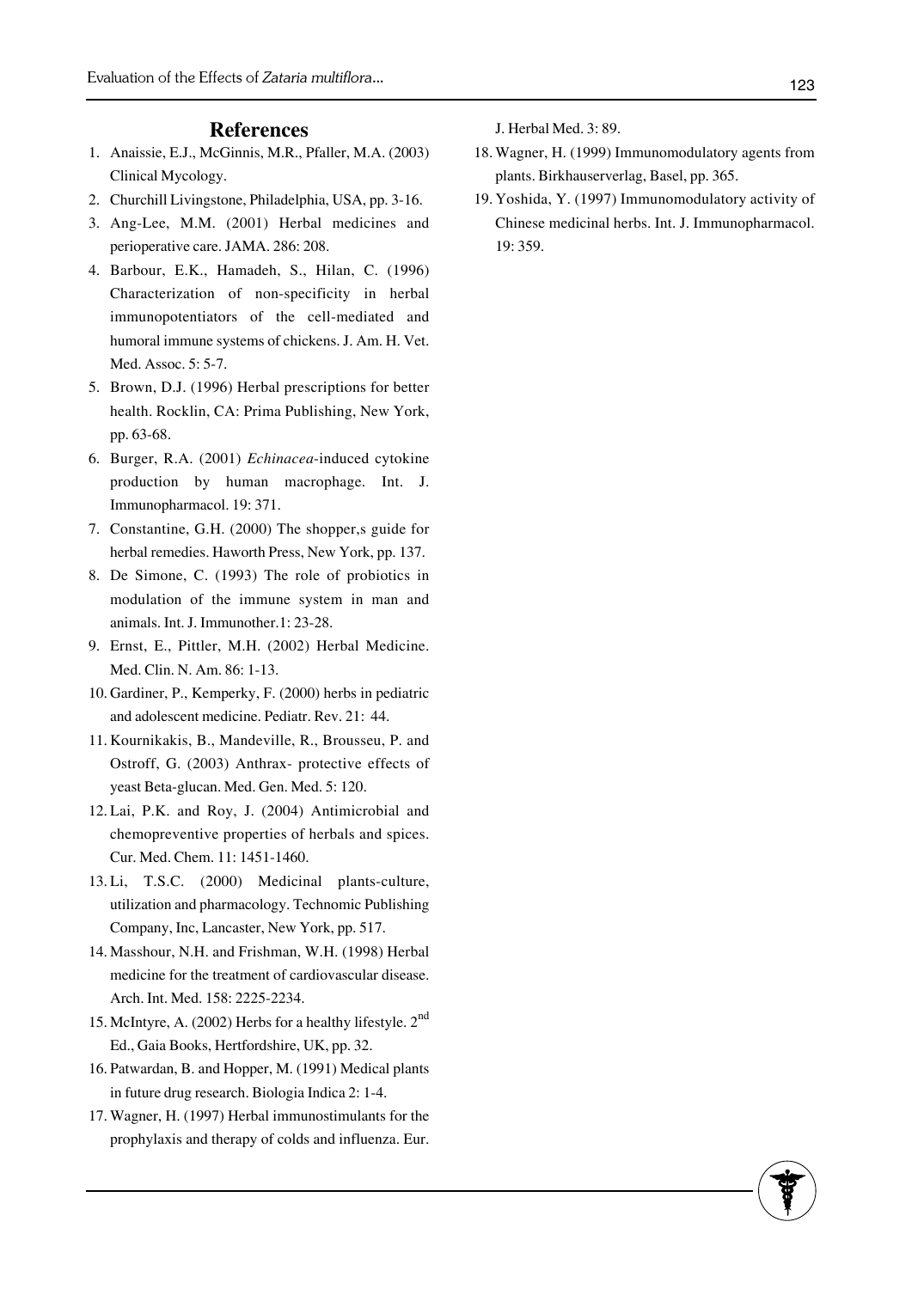## References

1. Anaissie, E.J., McGinnis, M.R., Pfaller, M.A. (2003) Clinical Mycology.
2. Churchill Livingstone, Philadelphia, USA, pp. 3-16.
3. Ang-Lee, M.M. (2001) Herbal medicines and perioperative care. JAMA. 286: 208.
4. Barbour, E.K., Hamadeh, S., Hilan, C. (1996) Characterization of non-specificity in herbal immunopotentiators of the cell-mediated and humoral immune systems of chickens. J. Am. H. Vet. Med. Assoc. 5: 5-7.
5. Brown, D.J. (1996) Herbal prescriptions for better health. Rocklin, CA: Prima Publishing, New York, pp. 63-68.
6. Burger, R.A. (2001) *Echinacea*-induced cytokine production by human macrophage. Int. J. Immunopharmacol. 19: 371.
7. Constantine, G.H. (2000) The shopper,s guide for herbal remedies. Haworth Press, New York, pp. 137.
8. De Simone, C. (1993) The role of probiotics in modulation of the immune system in man and animals. Int. J. Immunother.1: 23-28.
9. Ernst, E., Pittler, M.H. (2002) Herbal Medicine. Med. Clin. N. Am. 86: 1-13.
10. Gardiner, P., Kemperky, F. (2000) herbs in pediatric and adolescent medicine. Pediatr. Rev. 21: 44.
11. Kournikakis, B., Mandeville, R., Brousseu, P. and Ostroff, G. (2003) Anthrax- protective effects of yeast Beta-glucan. Med. Gen. Med. 5: 120.
12. Lai, P.K. and Roy, J. (2004) Antimicrobial and chemopreventive properties of herbals and spices. Cur. Med. Chem. 11: 1451-1460.
13. Li, T.S.C. (2000) Medicinal plants-culture, utilization and pharmacology. Technomic Publishing Company, Inc, Lancaster, New York, pp. 517.
14. Masshour, N.H. and Frishman, W.H. (1998) Herbal medicine for the treatment of cardiovascular disease. Arch. Int. Med. 158: 2225-2234.
15. McIntyre, A. (2002) Herbs for a healthy lifestyle. 2nd Ed., Gaia Books, Hertfordshire, UK, pp. 32.
16. Patwardan, B. and Hopper, M. (1991) Medical plants in future drug research. Biologia Indica 2: 1-4.
17. Wagner, H. (1997) Herbal immunostimulants for the prophylaxis and therapy of colds and influenza. Eur. J. Herbal Med. 3: 89.
18. Wagner, H. (1999) Immunomodulatory agents from plants. Birkhauserverlag, Basel, pp. 365.
19. Yoshida, Y. (1997) Immunomodulatory activity of Chinese medicinal herbs. Int. J. Immunopharmacol. 19: 359.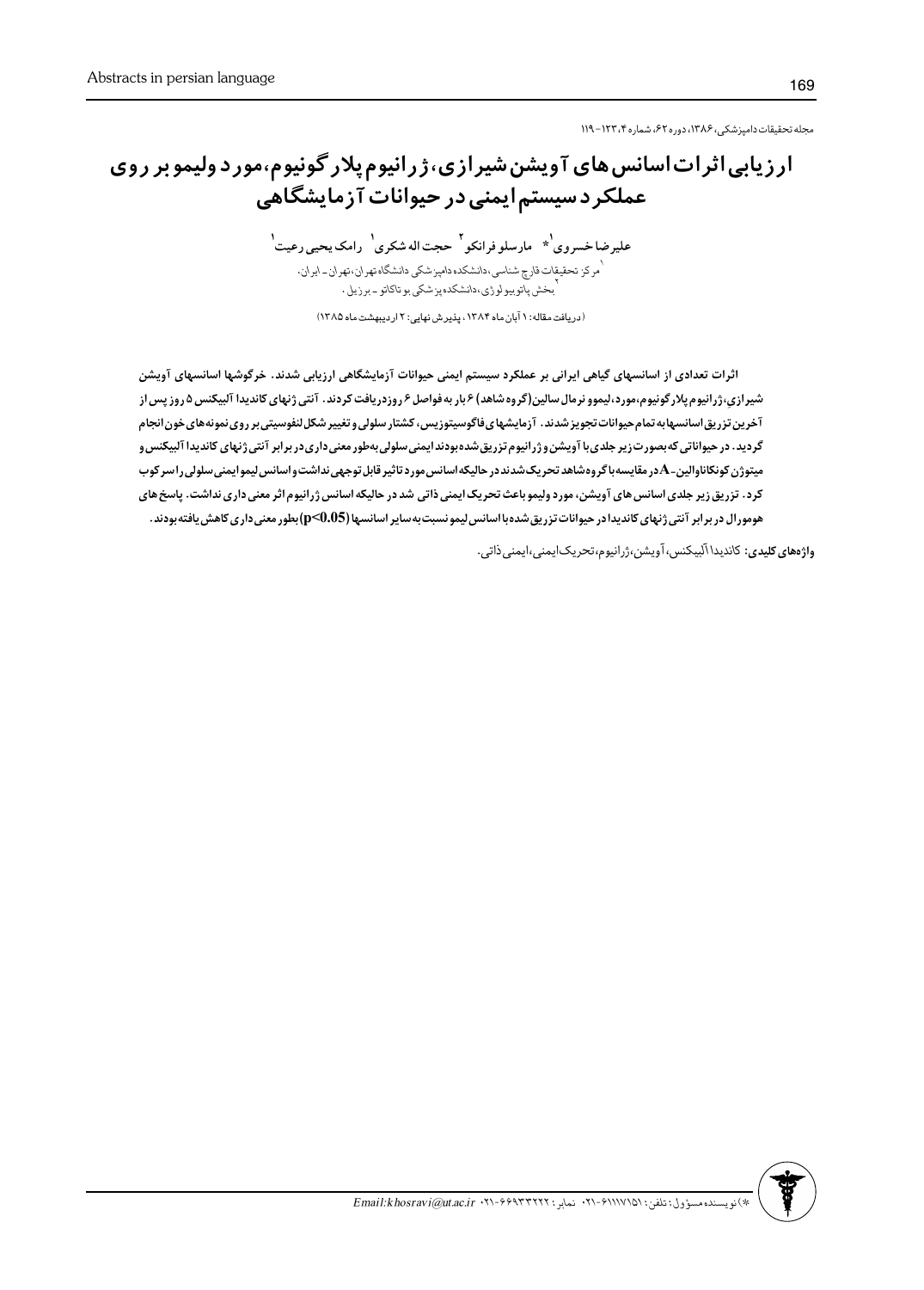# ارزیابی اثرات اسانس های آویشن شیرازی، ژرانیوم پلارگونیوم، مورد ولیمو بر روی عملکرد سیستم ایمنی در حیوانات آزمایشگاهی

علیرضا خسروی[1]* مارسلو فرانکو[2] حجت اله شکری[1] رامک یحیی رعیت[1]

[1] مرکز تحقیقات قارچ شناسی، دانشکده دامپزشکی دانشگاه تهران، تهران ـ ایران.

[2] بخش پاتوبیولوژی، دانشکده پزشکی بوتاکاتو ـ برزیل.

(دریافت مقاله: ۱ آبان ماه ۱۳۸۴ ، پذیرش نهایی: ۲ اردیبهشت ماه ۱۳۸۵)

**اثرات تعدادی از اسانسهای گیاهی ایرانی بر عملکرد سیستم ایمنی حیوانات آزمایشگاهی ارزیابی شدند. خرگوشها اسانسهای آویشن شیرازی، ژرانیوم پلارگونیوم، مورد، لیمو و نرمال سالین (گروه شاهد) ۶ بار به فواصل ۶ روز دریافت کردند. آنتی ژنهای کاندیدا آلبیکنس ۵ روز پس از آخرین تزریق اسانسها به تمام حیوانات تجویز شدند. آزمایشهای فاگوسیتوزیس، کشتار سلولی و تغییر شکل لنفوسیتی بر روی نمونه های خون انجام گردید. در حیواناتی که بصورت زیر جلدی با آویشن و ژرانیوم تزریق شده بودند ایمنی سلولی به طور معنی داری در برابر آنتی ژنهای کاندیدا آلبیکنس و میتوژن کونکاناوالین-A در مقایسه با گروه شاهد تحریک شدند در حالیکه اسانس مورد تاثیر قابل توجهی نداشت و اسانس لیمو ایمنی سلولی را سرکوب کرد. تزریق زیر جلدی اسانس های آویشن، مورد و لیمو باعث تحریک ایمنی ذاتی شد در حالیکه اسانس ژرانیوم اثر معنی داری نداشت. پاسخ های هومورال در برابر آنتی ژنهای کاندیدا در حیوانات تزریق شده با اسانس لیمو نسبت به سایر اسانسها ($p<0.05$) بطور معنی داری کاهش یافته بودند.**

**واژه‌های کلیدی:** کاندیدا آلبیکنس، آویشن، ژرانیوم، تحریک ایمنی، ایمنی ذاتی.

*) نویسنده مسؤول: تلفن: ۶۱۱۱۷۱۵۱-۰۲۱ نمابر: ۶۶۹۳۳۲۲۲-۰۲۱ Email:khosravi@ut.ac.ir